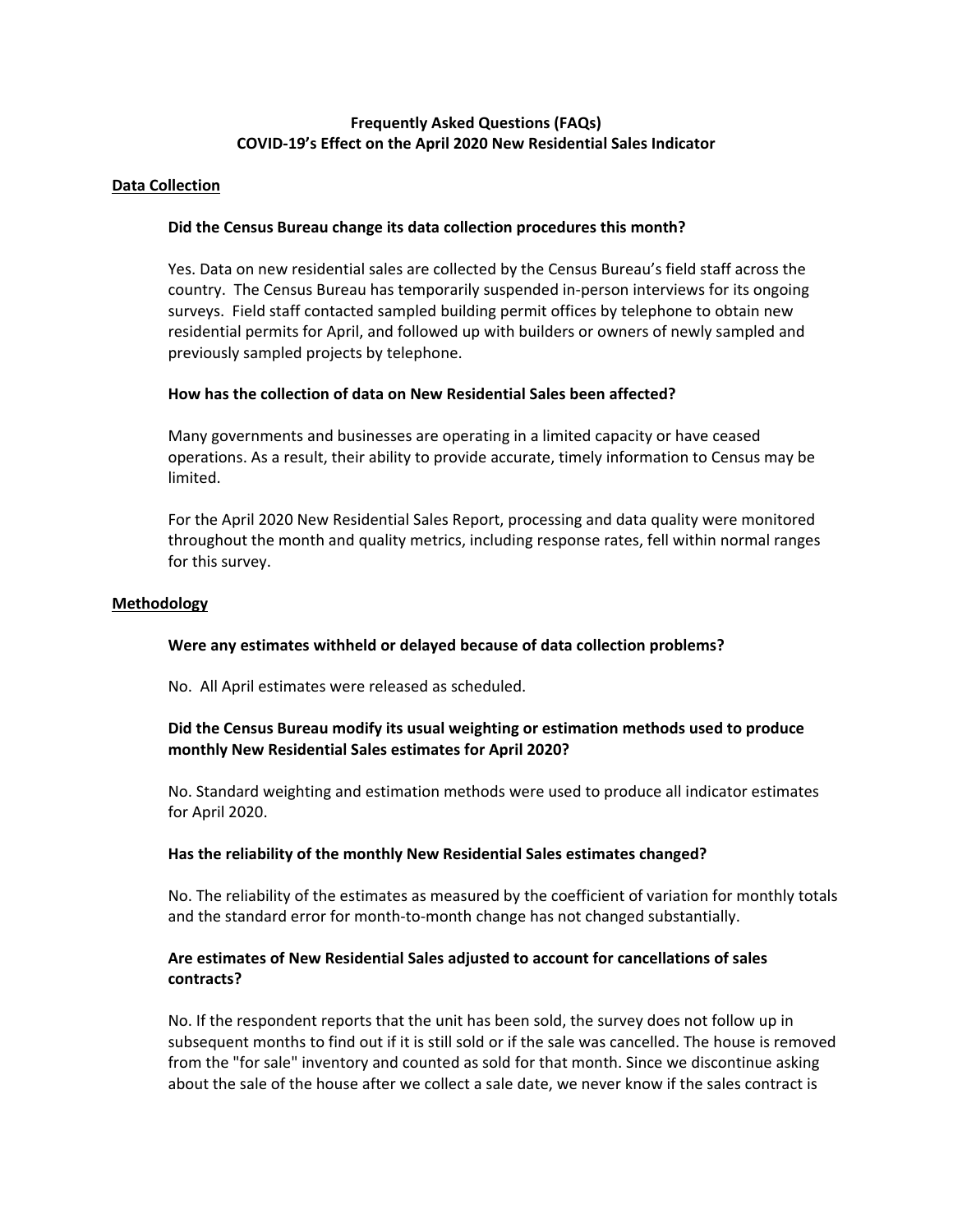# Frequently Asked Questions (FAQs)
# COVID-19's Effect on the April 2020 New Residential Sales Indicator

## Data Collection

### Did the Census Bureau change its data collection procedures this month?

Yes. Data on new residential sales are collected by the Census Bureau's field staff across the country. The Census Bureau has temporarily suspended in-person interviews for its ongoing surveys. Field staff contacted sampled building permit offices by telephone to obtain new residential permits for April, and followed up with builders or owners of newly sampled and previously sampled projects by telephone.

### How has the collection of data on New Residential Sales been affected?

Many governments and businesses are operating in a limited capacity or have ceased operations. As a result, their ability to provide accurate, timely information to Census may be limited.

For the April 2020 New Residential Sales Report, processing and data quality were monitored throughout the month and quality metrics, including response rates, fell within normal ranges for this survey.

## Methodology

### Were any estimates withheld or delayed because of data collection problems?

No. All April estimates were released as scheduled.

### Did the Census Bureau modify its usual weighting or estimation methods used to produce monthly New Residential Sales estimates for April 2020?

No. Standard weighting and estimation methods were used to produce all indicator estimates for April 2020.

### Has the reliability of the monthly New Residential Sales estimates changed?

No. The reliability of the estimates as measured by the coefficient of variation for monthly totals and the standard error for month-to-month change has not changed substantially.

### Are estimates of New Residential Sales adjusted to account for cancellations of sales contracts?

No. If the respondent reports that the unit has been sold, the survey does not follow up in subsequent months to find out if it is still sold or if the sale was cancelled. The house is removed from the "for sale" inventory and counted as sold for that month. Since we discontinue asking about the sale of the house after we collect a sale date, we never know if the sales contract is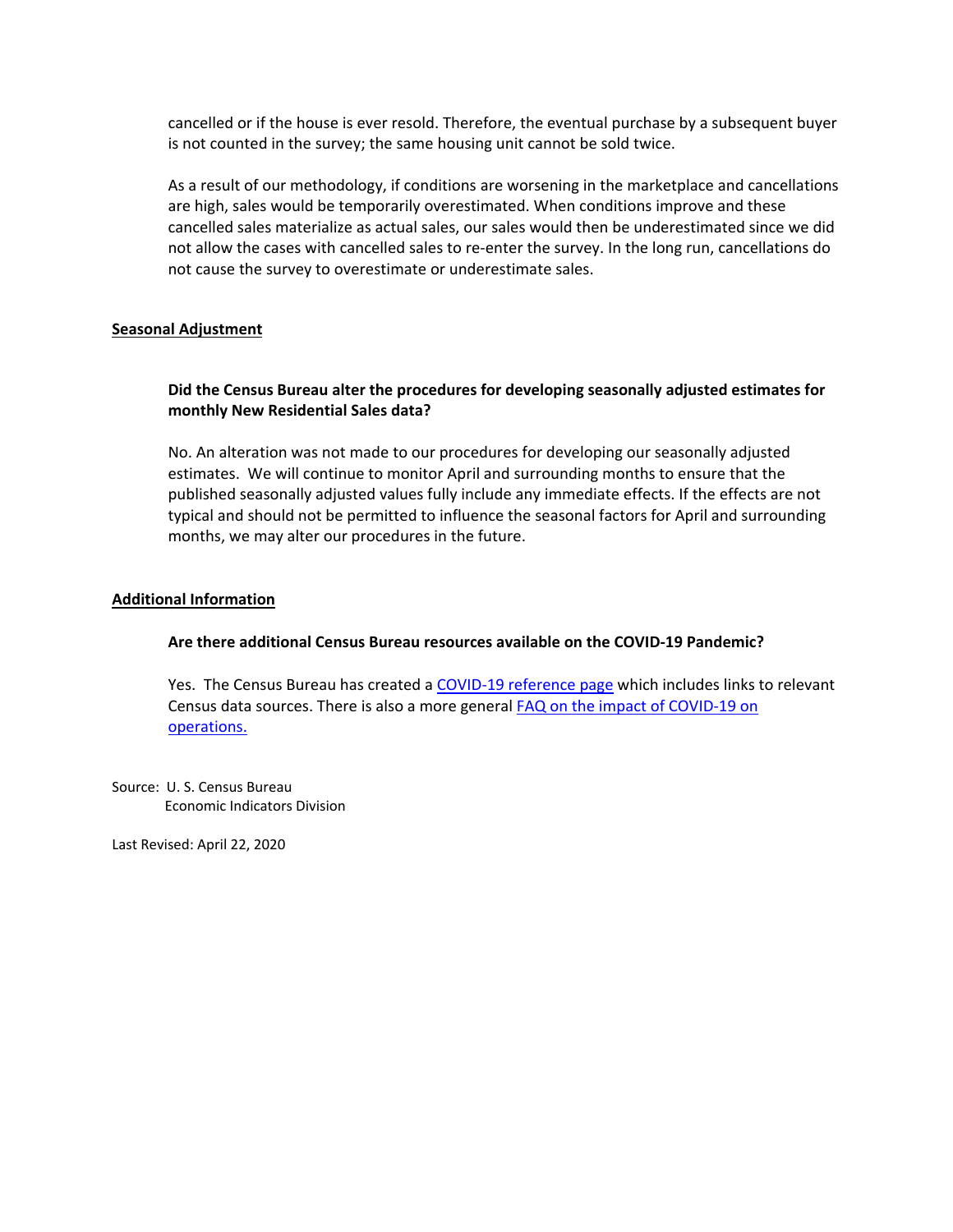cancelled or if the house is ever resold. Therefore, the eventual purchase by a subsequent buyer is not counted in the survey; the same housing unit cannot be sold twice.

As a result of our methodology, if conditions are worsening in the marketplace and cancellations are high, sales would be temporarily overestimated. When conditions improve and these cancelled sales materialize as actual sales, our sales would then be underestimated since we did not allow the cases with cancelled sales to re-enter the survey. In the long run, cancellations do not cause the survey to overestimate or underestimate sales.

## Seasonal Adjustment

**Did the Census Bureau alter the procedures for developing seasonally adjusted estimates for monthly New Residential Sales data?**

No. An alteration was not made to our procedures for developing our seasonally adjusted estimates. We will continue to monitor April and surrounding months to ensure that the published seasonally adjusted values fully include any immediate effects. If the effects are not typical and should not be permitted to influence the seasonal factors for April and surrounding months, we may alter our procedures in the future.

## Additional Information

**Are there additional Census Bureau resources available on the COVID-19 Pandemic?**

Yes. The Census Bureau has created a COVID-19 reference page which includes links to relevant Census data sources. There is also a more general FAQ on the impact of COVID-19 on operations.

Source: U. S. Census Bureau
Economic Indicators Division

Last Revised: April 22, 2020